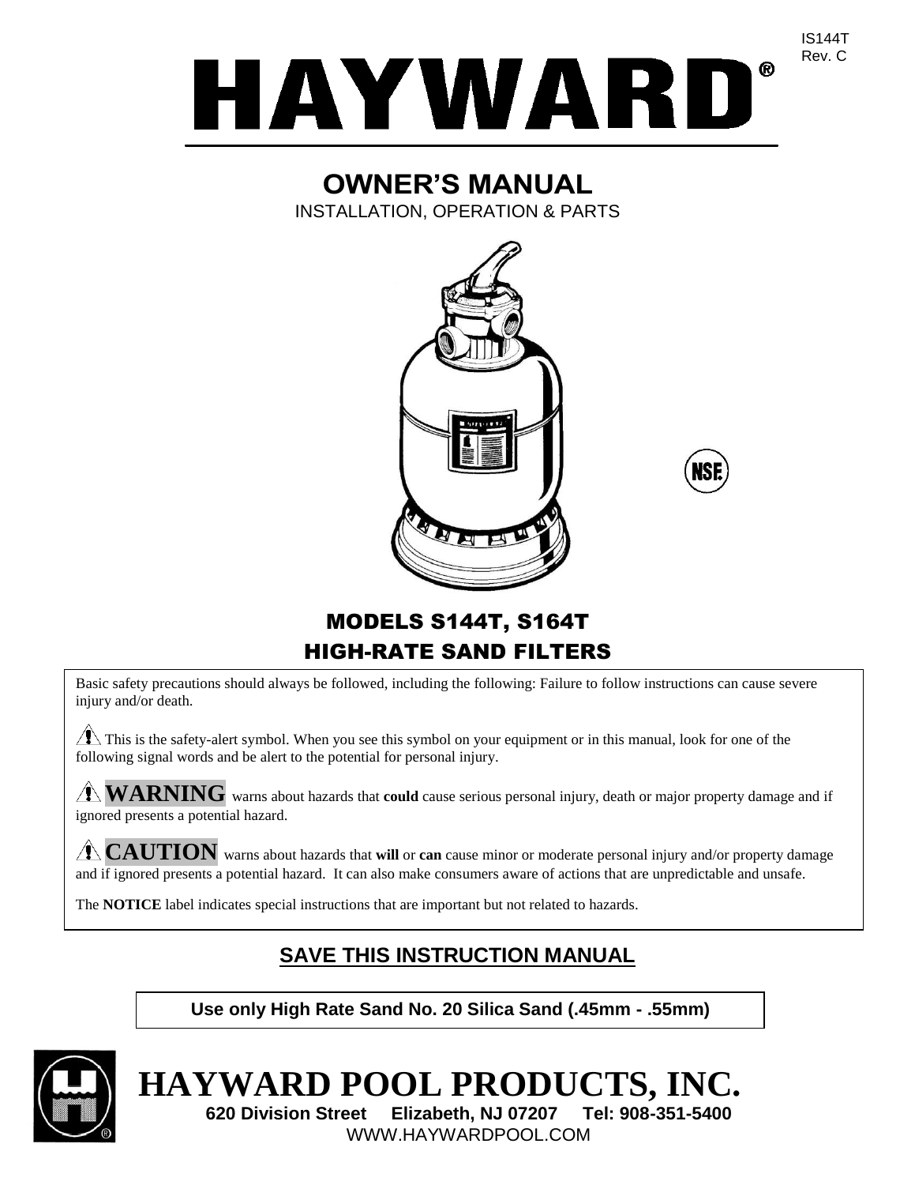IS144T
Rev. C

# HAYWARD®

## OWNER'S MANUAL

INSTALLATION, OPERATION & PARTS

## MODELS S144T, S164T
## HIGH-RATE SAND FILTERS

Basic safety precautions should always be followed, including the following: Failure to follow instructions can cause severe injury and/or death.

⚠ This is the safety-alert symbol. When you see this symbol on your equipment or in this manual, look for one of the following signal words and be alert to the potential for personal injury.

⚠ **WARNING** warns about hazards that **could** cause serious personal injury, death or major property damage and if ignored presents a potential hazard.

⚠ **CAUTION** warns about hazards that **will** or **can** cause minor or moderate personal injury and/or property damage and if ignored presents a potential hazard. It can also make consumers aware of actions that are unpredictable and unsafe.

The **NOTICE** label indicates special instructions that are important but not related to hazards.

## SAVE THIS INSTRUCTION MANUAL

**Use only High Rate Sand No. 20 Silica Sand (.45mm - .55mm)**

# HAYWARD POOL PRODUCTS, INC.

**620 Division Street Elizabeth, NJ 07207 Tel: 908-351-5400**

WWW.HAYWARDPOOL.COM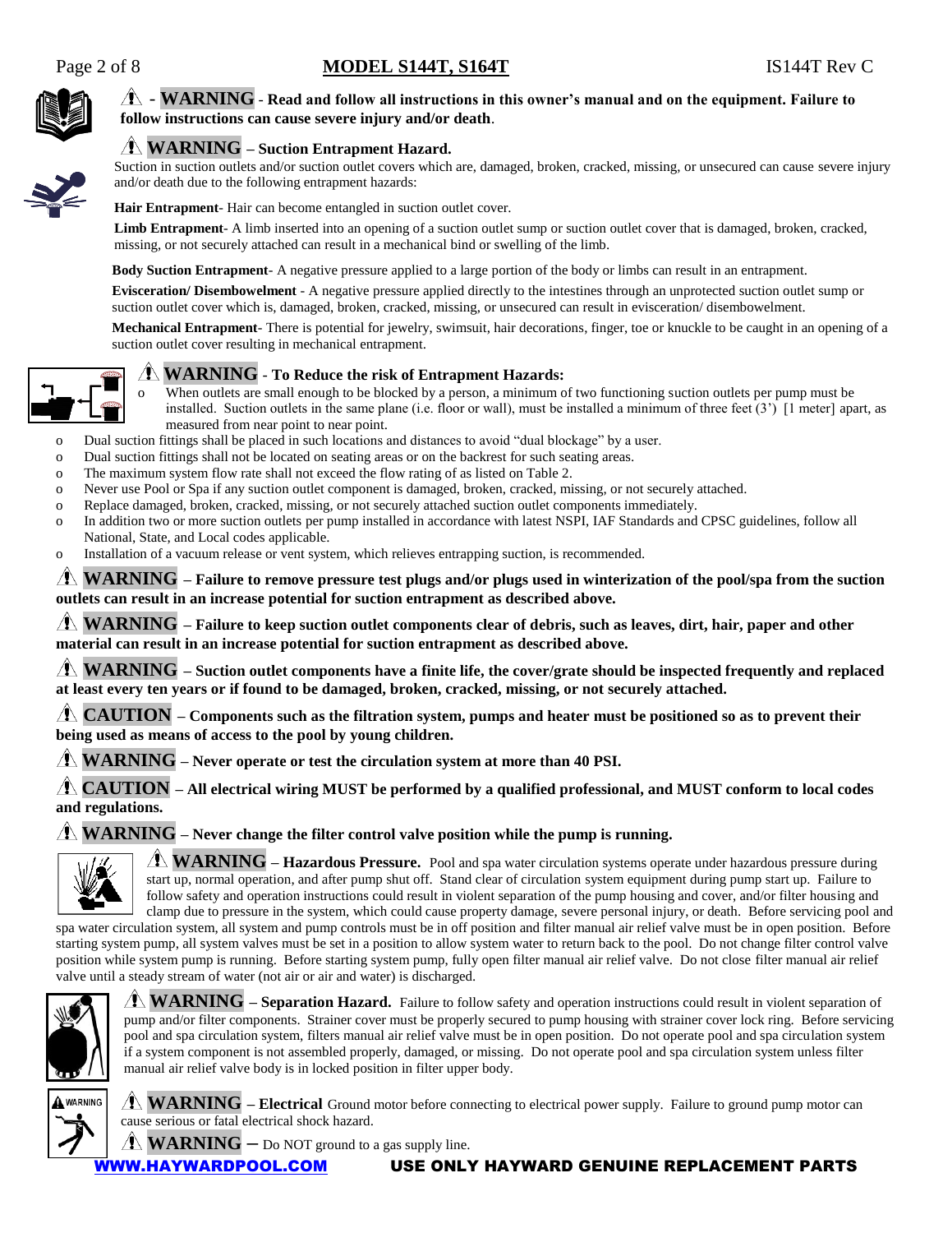⚠ - **WARNING** - **Read and follow all instructions in this owner's manual and on the equipment. Failure to follow instructions can cause severe injury and/or death**.

⚠ **WARNING – Suction Entrapment Hazard.**

Suction in suction outlets and/or suction outlet covers which are, damaged, broken, cracked, missing, or unsecured can cause severe injury and/or death due to the following entrapment hazards:

**Hair Entrapment**- Hair can become entangled in suction outlet cover.

**Limb Entrapment**- A limb inserted into an opening of a suction outlet sump or suction outlet cover that is damaged, broken, cracked, missing, or not securely attached can result in a mechanical bind or swelling of the limb.

**Body Suction Entrapment**- A negative pressure applied to a large portion of the body or limbs can result in an entrapment.

**Evisceration/ Disembowelment** - A negative pressure applied directly to the intestines through an unprotected suction outlet sump or suction outlet cover which is, damaged, broken, cracked, missing, or unsecured can result in evisceration/ disembowelment.

**Mechanical Entrapment**- There is potential for jewelry, swimsuit, hair decorations, finger, toe or knuckle to be caught in an opening of a suction outlet cover resulting in mechanical entrapment.

⚠ **WARNING** - **To Reduce the risk of Entrapment Hazards:**

- When outlets are small enough to be blocked by a person, a minimum of two functioning suction outlets per pump must be installed. Suction outlets in the same plane (i.e. floor or wall), must be installed a minimum of three feet (3') [1 meter] apart, as measured from near point to near point.
- Dual suction fittings shall be placed in such locations and distances to avoid "dual blockage" by a user.
- Dual suction fittings shall not be located on seating areas or on the backrest for such seating areas.
- The maximum system flow rate shall not exceed the flow rating of as listed on Table 2.
- Never use Pool or Spa if any suction outlet component is damaged, broken, cracked, missing, or not securely attached.
- Replace damaged, broken, cracked, missing, or not securely attached suction outlet components immediately.
- In addition two or more suction outlets per pump installed in accordance with latest NSPI, IAF Standards and CPSC guidelines, follow all National, State, and Local codes applicable.
- Installation of a vacuum release or vent system, which relieves entrapping suction, is recommended.

⚠ **WARNING – Failure to remove pressure test plugs and/or plugs used in winterization of the pool/spa from the suction outlets can result in an increase potential for suction entrapment as described above.**

⚠ **WARNING – Failure to keep suction outlet components clear of debris, such as leaves, dirt, hair, paper and other material can result in an increase potential for suction entrapment as described above.**

⚠ **WARNING – Suction outlet components have a finite life, the cover/grate should be inspected frequently and replaced at least every ten years or if found to be damaged, broken, cracked, missing, or not securely attached.**

⚠ **CAUTION – Components such as the filtration system, pumps and heater must be positioned so as to prevent their being used as means of access to the pool by young children.**

⚠ **WARNING – Never operate or test the circulation system at more than 40 PSI.**

⚠ **CAUTION – All electrical wiring MUST be performed by a qualified professional, and MUST conform to local codes and regulations.**

⚠ **WARNING – Never change the filter control valve position while the pump is running.**

⚠ **WARNING – Hazardous Pressure.** Pool and spa water circulation systems operate under hazardous pressure during start up, normal operation, and after pump shut off. Stand clear of circulation system equipment during pump start up. Failure to follow safety and operation instructions could result in violent separation of the pump housing and cover, and/or filter housing and clamp due to pressure in the system, which could cause property damage, severe personal injury, or death. Before servicing pool and spa water circulation system, all system and pump controls must be in off position and filter manual air relief valve must be in open position. Before starting system pump, all system valves must be set in a position to allow system water to return back to the pool. Do not change filter control valve position while system pump is running. Before starting system pump, fully open filter manual air relief valve. Do not close filter manual air relief valve until a steady stream of water (not air or air and water) is discharged.

⚠ **WARNING – Separation Hazard.** Failure to follow safety and operation instructions could result in violent separation of pump and/or filter components. Strainer cover must be properly secured to pump housing with strainer cover lock ring. Before servicing pool and spa circulation system, filters manual air relief valve must be in open position. Do not operate pool and spa circulation system if a system component is not assembled properly, damaged, or missing. Do not operate pool and spa circulation system unless filter manual air relief valve body is in locked position in filter upper body.

⚠ **WARNING – Electrical** Ground motor before connecting to electrical power supply. Failure to ground pump motor can cause serious or fatal electrical shock hazard.

⚠ **WARNING** – Do NOT ground to a gas supply line.

WWW.HAYWARDPOOL.COM **USE ONLY HAYWARD GENUINE REPLACEMENT PARTS**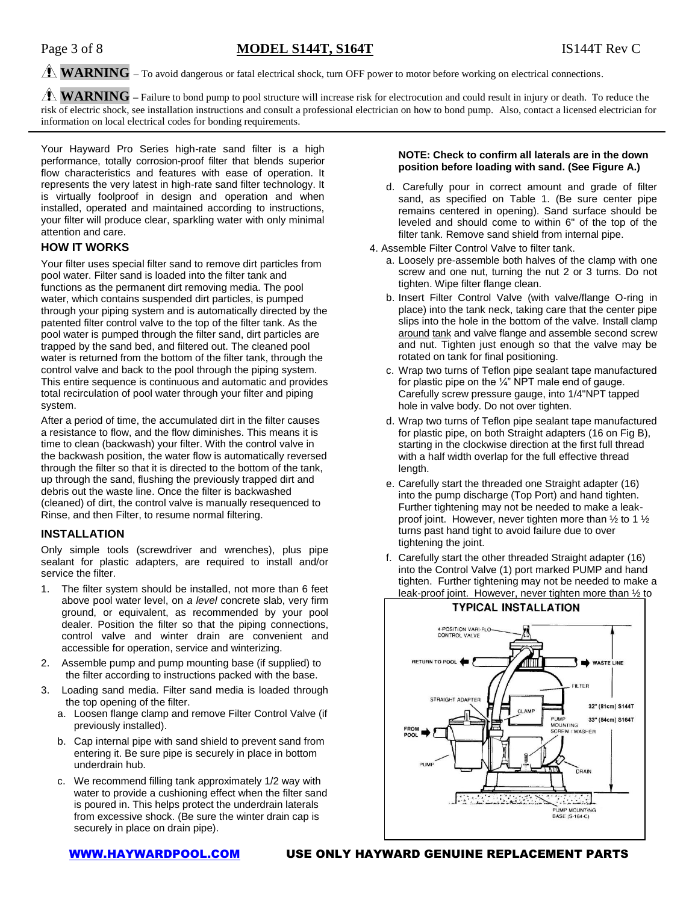⚠ **WARNING** – To avoid dangerous or fatal electrical shock, turn OFF power to motor before working on electrical connections.

⚠ **WARNING** – Failure to bond pump to pool structure will increase risk for electrocution and could result in injury or death. To reduce the risk of electric shock, see installation instructions and consult a professional electrician on how to bond pump. Also, contact a licensed electrician for information on local electrical codes for bonding requirements.

---

Your Hayward Pro Series high-rate sand filter is a high performance, totally corrosion-proof filter that blends superior flow characteristics and features with ease of operation. It represents the very latest in high-rate sand filter technology. It is virtually foolproof in design and operation and when installed, operated and maintained according to instructions, your filter will produce clear, sparkling water with only minimal attention and care.

## HOW IT WORKS

Your filter uses special filter sand to remove dirt particles from pool water. Filter sand is loaded into the filter tank and functions as the permanent dirt removing media. The pool water, which contains suspended dirt particles, is pumped through your piping system and is automatically directed by the patented filter control valve to the top of the filter tank. As the pool water is pumped through the filter sand, dirt particles are trapped by the sand bed, and filtered out. The cleaned pool water is returned from the bottom of the filter tank, through the control valve and back to the pool through the piping system. This entire sequence is continuous and automatic and provides total recirculation of pool water through your filter and piping system.

After a period of time, the accumulated dirt in the filter causes a resistance to flow, and the flow diminishes. This means it is time to clean (backwash) your filter. With the control valve in the backwash position, the water flow is automatically reversed through the filter so that it is directed to the bottom of the tank, up through the sand, flushing the previously trapped dirt and debris out the waste line. Once the filter is backwashed (cleaned) of dirt, the control valve is manually resequenced to Rinse, and then Filter, to resume normal filtering.

## INSTALLATION

Only simple tools (screwdriver and wrenches), plus pipe sealant for plastic adapters, are required to install and/or service the filter.

1. The filter system should be installed, not more than 6 feet above pool water level, on *a level* concrete slab, very firm ground, or equivalent, as recommended by your pool dealer. Position the filter so that the piping connections, control valve and winter drain are convenient and accessible for operation, service and winterizing.
2. Assemble pump and pump mounting base (if supplied) to the filter according to instructions packed with the base.
3. Loading sand media. Filter sand media is loaded through the top opening of the filter.
   a. Loosen flange clamp and remove Filter Control Valve (if previously installed).
   b. Cap internal pipe with sand shield to prevent sand from entering it. Be sure pipe is securely in place in bottom underdrain hub.
   c. We recommend filling tank approximately 1/2 way with water to provide a cushioning effect when the filter sand is poured in. This helps protect the underdrain laterals from excessive shock. (Be sure the winter drain cap is securely in place on drain pipe).

   **NOTE: Check to confirm all laterals are in the down position before loading with sand. (See Figure A.)**

   d. Carefully pour in correct amount and grade of filter sand, as specified on Table 1. (Be sure center pipe remains centered in opening). Sand surface should be leveled and should come to within 6" of the top of the filter tank. Remove sand shield from internal pipe.
4. Assemble Filter Control Valve to filter tank.
   a. Loosely pre-assemble both halves of the clamp with one screw and one nut, turning the nut 2 or 3 turns. Do not tighten. Wipe filter flange clean.
   b. Insert Filter Control Valve (with valve/flange O-ring in place) into the tank neck, taking care that the center pipe slips into the hole in the bottom of the valve. Install clamp around tank and valve flange and assemble second screw and nut. Tighten just enough so that the valve may be rotated on tank for final positioning.
   c. Wrap two turns of Teflon pipe sealant tape manufactured for plastic pipe on the ¼" NPT male end of gauge. Carefully screw pressure gauge, into 1/4"NPT tapped hole in valve body. Do not over tighten.
   d. Wrap two turns of Teflon pipe sealant tape manufactured for plastic pipe, on both Straight adapters (16 on Fig B), starting in the clockwise direction at the first full thread with a half width overlap for the full effective thread length.
   e. Carefully start the threaded one Straight adapter (16) into the pump discharge (Top Port) and hand tighten. Further tightening may not be needed to make a leak-proof joint. However, never tighten more than ½ to 1 ½ turns past hand tight to avoid failure due to over tightening the joint.
   f. Carefully start the other threaded Straight adapter (16) into the Control Valve (1) port marked PUMP and hand tighten. Further tightening may not be needed to make a leak-proof joint. However, never tighten more than ½ to

**TYPICAL INSTALLATION**

4-POSITION VARI-FLO CONTROL VALVE; RETURN TO POOL; WASTE LINE; FILTER; STRAIGHT ADAPTER; CLAMP; 32" (81cm) S144T; 33" (84cm) S164T; PUMP MOUNTING SCREW / WASHER; FROM POOL; PUMP; DRAIN; PUMP MOUNTING BASE (S-164-C)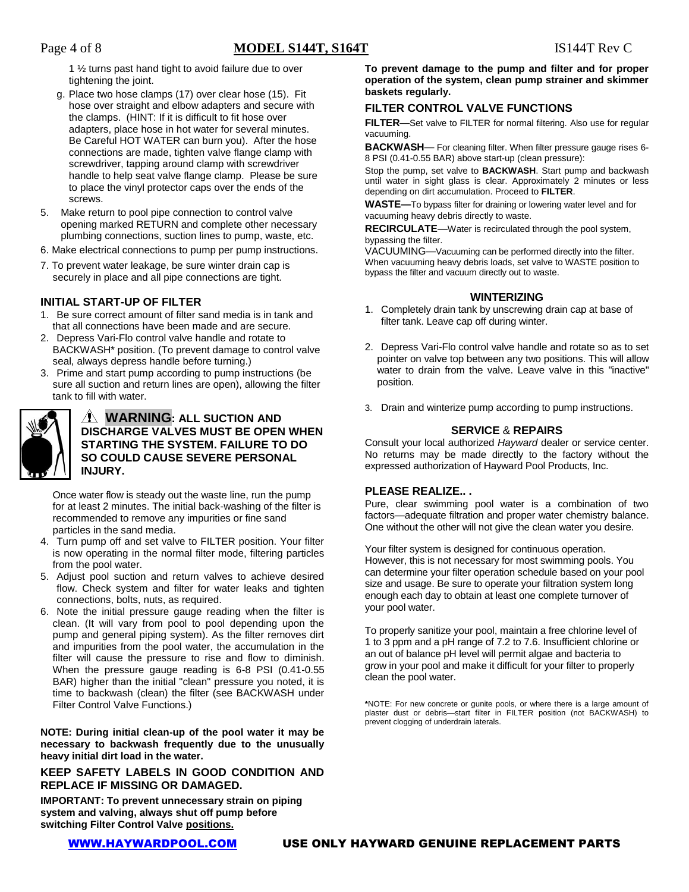1 ½ turns past hand tight to avoid failure due to over tightening the joint.

g. Place two hose clamps (17) over clear hose (15). Fit hose over straight and elbow adapters and secure with the clamps. (HINT: If it is difficult to fit hose over adapters, place hose in hot water for several minutes. Be Careful HOT WATER can burn you). After the hose connections are made, tighten valve flange clamp with screwdriver, tapping around clamp with screwdriver handle to help seat valve flange clamp. Please be sure to place the vinyl protector caps over the ends of the screws.

5. Make return to pool pipe connection to control valve opening marked RETURN and complete other necessary plumbing connections, suction lines to pump, waste, etc.
6. Make electrical connections to pump per pump instructions.
7. To prevent water leakage, be sure winter drain cap is securely in place and all pipe connections are tight.

### INITIAL START-UP OF FILTER

1. Be sure correct amount of filter sand media is in tank and that all connections have been made and are secure.
2. Depress Vari-Flo control valve handle and rotate to BACKWASH* position. (To prevent damage to control valve seal, always depress handle before turning.)
3. Prime and start pump according to pump instructions (be sure all suction and return lines are open), allowing the filter tank to fill with water.

⚠ **WARNING: ALL SUCTION AND DISCHARGE VALVES MUST BE OPEN WHEN STARTING THE SYSTEM. FAILURE TO DO SO COULD CAUSE SEVERE PERSONAL INJURY.**

Once water flow is steady out the waste line, run the pump for at least 2 minutes. The initial back-washing of the filter is recommended to remove any impurities or fine sand particles in the sand media.

4. Turn pump off and set valve to FILTER position. Your filter is now operating in the normal filter mode, filtering particles from the pool water.
5. Adjust pool suction and return valves to achieve desired flow. Check system and filter for water leaks and tighten connections, bolts, nuts, as required.
6. Note the initial pressure gauge reading when the filter is clean. (It will vary from pool to pool depending upon the pump and general piping system). As the filter removes dirt and impurities from the pool water, the accumulation in the filter will cause the pressure to rise and flow to diminish. When the pressure gauge reading is 6-8 PSI (0.41-0.55 BAR) higher than the initial "clean" pressure you noted, it is time to backwash (clean) the filter (see BACKWASH under Filter Control Valve Functions.)

**NOTE: During initial clean-up of the pool water it may be necessary to backwash frequently due to the unusually heavy initial dirt load in the water.**

**KEEP SAFETY LABELS IN GOOD CONDITION AND REPLACE IF MISSING OR DAMAGED.**

**IMPORTANT: To prevent unnecessary strain on piping system and valving, always shut off pump before switching Filter Control Valve positions.**

**To prevent damage to the pump and filter and for proper operation of the system, clean pump strainer and skimmer baskets regularly.**

### FILTER CONTROL VALVE FUNCTIONS

**FILTER**—Set valve to FILTER for normal filtering. Also use for regular vacuuming.

**BACKWASH**— For cleaning filter. When filter pressure gauge rises 6-8 PSI (0.41-0.55 BAR) above start-up (clean pressure):

Stop the pump, set valve to **BACKWASH**. Start pump and backwash until water in sight glass is clear. Approximately 2 minutes or less depending on dirt accumulation. Proceed to **FILTER**.

**WASTE—**To bypass filter for draining or lowering water level and for vacuuming heavy debris directly to waste.

**RECIRCULATE**—Water is recirculated through the pool system, bypassing the filter.

VACUUMING—Vacuuming can be performed directly into the filter. When vacuuming heavy debris loads, set valve to WASTE position to bypass the filter and vacuum directly out to waste.

### WINTERIZING

1. Completely drain tank by unscrewing drain cap at base of filter tank. Leave cap off during winter.
2. Depress Vari-Flo control valve handle and rotate so as to set pointer on valve top between any two positions. This will allow water to drain from the valve. Leave valve in this "inactive" position.
3. Drain and winterize pump according to pump instructions.

### SERVICE & REPAIRS

Consult your local authorized *Hayward* dealer or service center. No returns may be made directly to the factory without the expressed authorization of Hayward Pool Products, Inc.

### PLEASE REALIZE.. .

Pure, clear swimming pool water is a combination of two factors—adequate filtration and proper water chemistry balance. One without the other will not give the clean water you desire.

Your filter system is designed for continuous operation. However, this is not necessary for most swimming pools. You can determine your filter operation schedule based on your pool size and usage. Be sure to operate your filtration system long enough each day to obtain at least one complete turnover of your pool water.

To properly sanitize your pool, maintain a free chlorine level of 1 to 3 ppm and a pH range of 7.2 to 7.6. Insufficient chlorine or an out of balance pH level will permit algae and bacteria to grow in your pool and make it difficult for your filter to properly clean the pool water.

***NOTE:** For new concrete or gunite pools, or where there is a large amount of plaster dust or debris—start filter in FILTER position (not BACKWASH) to prevent clogging of underdrain laterals.

WWW.HAYWARDPOOL.COM USE ONLY HAYWARD GENUINE REPLACEMENT PARTS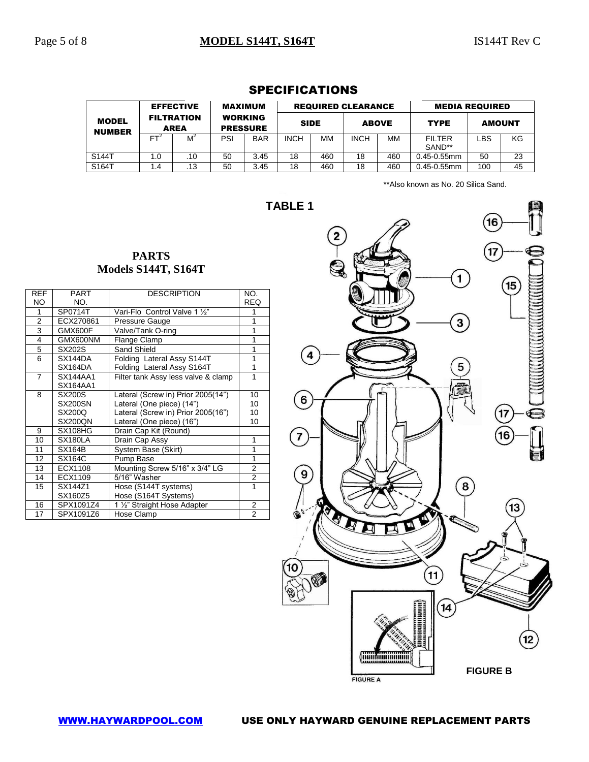## SPECIFICATIONS

| MODEL NUMBER | EFFECTIVE FILTRATION AREA | | MAXIMUM WORKING PRESSURE | | REQUIRED CLEARANCE | | | | MEDIA REQUIRED | | |
|---|---|---|---|---|---|---|---|---|---|---|---|
| | | | | | SIDE | | ABOVE | | TYPE | AMOUNT | |
| | $FT^2$ | $M^2$ | PSI | BAR | INCH | MM | INCH | MM | FILTER SAND** | LBS | KG |
| S144T | 1.0 | .10 | 50 | 3.45 | 18 | 460 | 18 | 460 | 0.45-0.55mm | 50 | 23 |
| S164T | 1.4 | .13 | 50 | 3.45 | 18 | 460 | 18 | 460 | 0.45-0.55mm | 100 | 45 |

**Also known as No. 20 Silica Sand.

**TABLE 1**

## PARTS
## Models S144T, S164T

| REF NO | PART NO. | DESCRIPTION | NO. REQ |
|---|---|---|---|
| 1 | SP0714T | Vari-Flo Control Valve 1 ½" | 1 |
| 2 | ECX270861 | Pressure Gauge | 1 |
| 3 | GMX600F | Valve/Tank O-ring | 1 |
| 4 | GMX600NM | Flange Clamp | 1 |
| 5 | SX202S | Sand Shield | 1 |
| 6 | SX144DA<br>SX164DA | Folding Lateral Assy S144T<br>Folding Lateral Assy S164T | 1<br>1 |
| 7 | SX144AA1<br>SX164AA1 | Filter tank Assy less valve & clamp | 1 |
| 8 | SX200S<br>SX200SN<br>SX200Q<br>SX200QN | Lateral (Screw in) Prior 2005(14")<br>Lateral (One piece) (14")<br>Lateral (Screw in) Prior 2005(16")<br>Lateral (One piece) (16") | 10<br>10<br>10<br>10 |
| 9 | SX108HG | Drain Cap Kit (Round) | |
| 10 | SX180LA | Drain Cap Assy | 1 |
| 11 | SX164B | System Base (Skirt) | 1 |
| 12 | SX164C | Pump Base | 1 |
| 13 | ECX1108 | Mounting Screw 5/16" x 3/4" LG | 2 |
| 14 | ECX1109 | 5/16" Washer | 2 |
| 15 | SX144Z1<br>SX160Z5 | Hose (S144T systems)<br>Hose (S164T Systems) | 1 |
| 16 | SPX1091Z4 | 1 ½" Straight Hose Adapter | 2 |
| 17 | SPX1091Z6 | Hose Clamp | 2 |

FIGURE A

FIGURE B

WWW.HAYWARDPOOL.COM USE ONLY HAYWARD GENUINE REPLACEMENT PARTS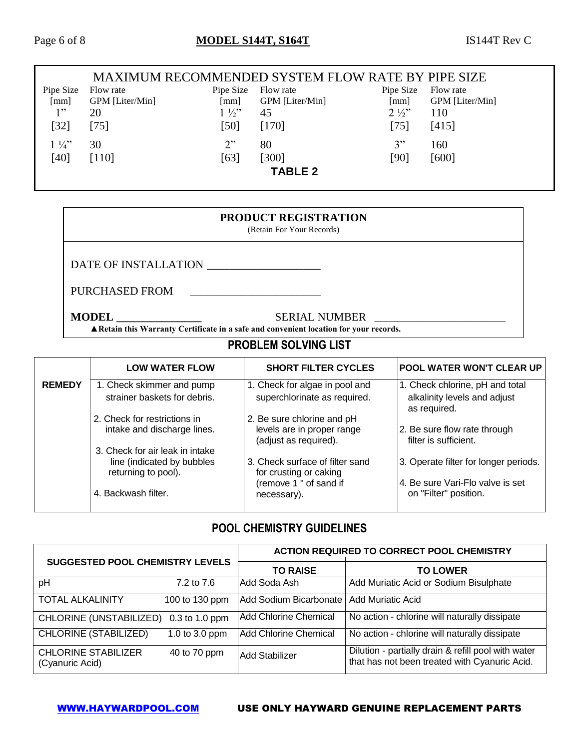## MAXIMUM RECOMMENDED SYSTEM FLOW RATE BY PIPE SIZE

| Pipe Size [mm] | Flow rate GPM [Liter/Min] | Pipe Size [mm] | Flow rate GPM [Liter/Min] | Pipe Size [mm] | Flow rate GPM [Liter/Min] |
|---|---|---|---|---|---|
| 1" [32] | 20 [75] | 1 ½" [50] | 45 [170] | 2 ½" [75] | 110 [415] |
| 1 ¼" [40] | 30 [110] | 2" [63] | 80 [300] | 3" [90] | 160 [600] |

**TABLE 2**

## PRODUCT REGISTRATION

(Retain For Your Records)

DATE OF INSTALLATION ____________________

PURCHASED FROM ________________________

**MODEL** ________________ SERIAL NUMBER ________________________

**▲Retain this Warranty Certificate in a safe and convenient location for your records.**

## PROBLEM SOLVING LIST

| | LOW WATER FLOW | SHORT FILTER CYCLES | POOL WATER WON'T CLEAR UP |
|---|---|---|---|
| **REMEDY** | 1. Check skimmer and pump strainer baskets for debris.<br>2. Check for restrictions in intake and discharge lines.<br>3. Check for air leak in intake line (indicated by bubbles returning to pool).<br>4. Backwash filter. | 1. Check for algae in pool and superchlorinate as required.<br>2. Be sure chlorine and pH levels are in proper range (adjust as required).<br>3. Check surface of filter sand for crusting or caking (remove 1 " of sand if necessary). | 1. Check chlorine, pH and total alkalinity levels and adjust as required.<br>2. Be sure flow rate through filter is sufficient.<br>3. Operate filter for longer periods.<br>4. Be sure Vari-Flo valve is set on "Filter" position. |

## POOL CHEMISTRY GUIDELINES

| SUGGESTED POOL CHEMISTRY LEVELS | | ACTION REQUIRED TO CORRECT POOL CHEMISTRY | |
|---|---|---|---|
| | | **TO RAISE** | **TO LOWER** |
| pH | 7.2 to 7.6 | Add Soda Ash | Add Muriatic Acid or Sodium Bisulphate |
| TOTAL ALKALINITY | 100 to 130 ppm | Add Sodium Bicarbonate | Add Muriatic Acid |
| CHLORINE (UNSTABILIZED) | 0.3 to 1.0 ppm | Add Chlorine Chemical | No action - chlorine will naturally dissipate |
| CHLORINE (STABILIZED) | 1.0 to 3.0 ppm | Add Chlorine Chemical | No action - chlorine will naturally dissipate |
| CHLORINE STABILIZER (Cyanuric Acid) | 40 to 70 ppm | Add Stabilizer | Dilution - partially drain & refill pool with water that has not been treated with Cyanuric Acid. |

**WWW.HAYWARDPOOL.COM** **USE ONLY HAYWARD GENUINE REPLACEMENT PARTS**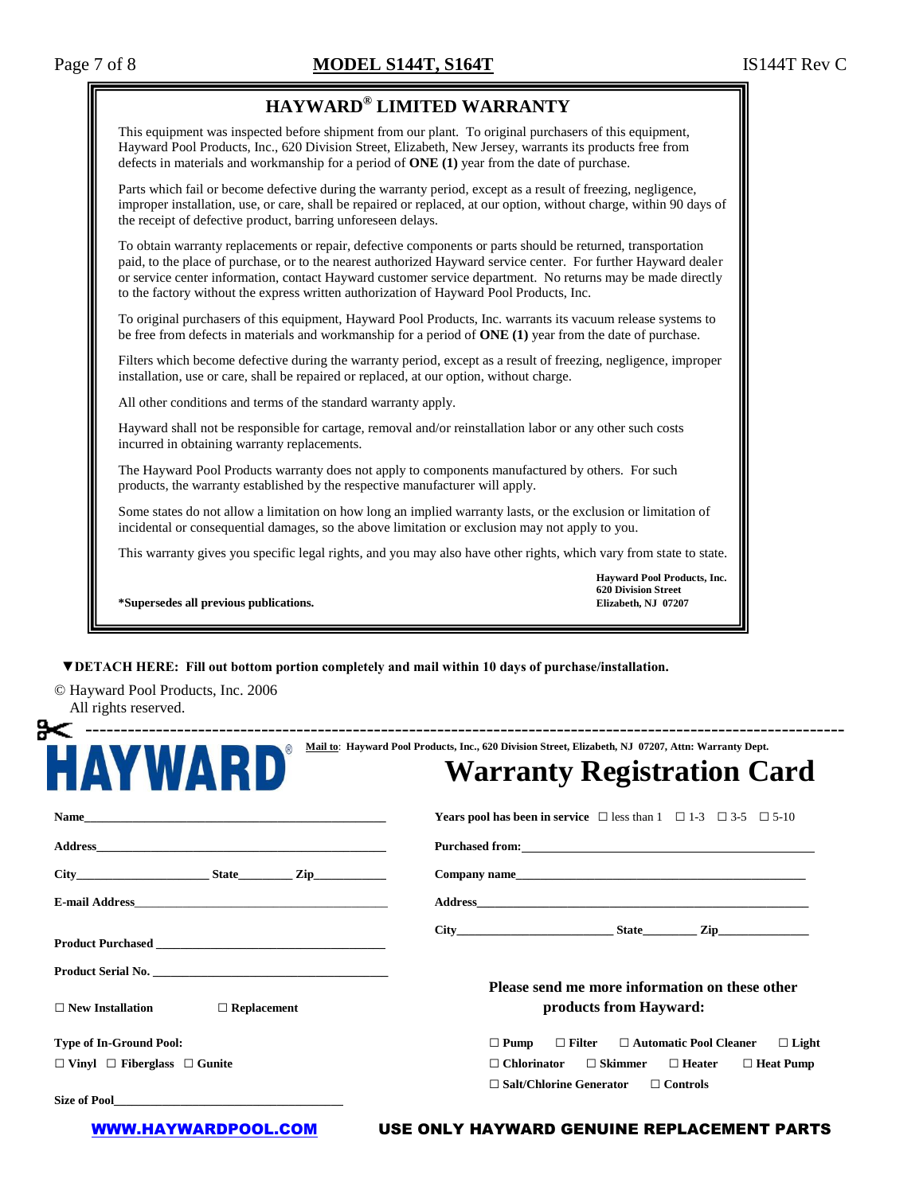# HAYWARD® LIMITED WARRANTY

This equipment was inspected before shipment from our plant. To original purchasers of this equipment, Hayward Pool Products, Inc., 620 Division Street, Elizabeth, New Jersey, warrants its products free from defects in materials and workmanship for a period of **ONE (1)** year from the date of purchase.

Parts which fail or become defective during the warranty period, except as a result of freezing, negligence, improper installation, use, or care, shall be repaired or replaced, at our option, without charge, within 90 days of the receipt of defective product, barring unforeseen delays.

To obtain warranty replacements or repair, defective components or parts should be returned, transportation paid, to the place of purchase, or to the nearest authorized Hayward service center. For further Hayward dealer or service center information, contact Hayward customer service department. No returns may be made directly to the factory without the express written authorization of Hayward Pool Products, Inc.

To original purchasers of this equipment, Hayward Pool Products, Inc. warrants its vacuum release systems to be free from defects in materials and workmanship for a period of **ONE (1)** year from the date of purchase.

Filters which become defective during the warranty period, except as a result of freezing, negligence, improper installation, use or care, shall be repaired or replaced, at our option, without charge.

All other conditions and terms of the standard warranty apply.

Hayward shall not be responsible for cartage, removal and/or reinstallation labor or any other such costs incurred in obtaining warranty replacements.

The Hayward Pool Products warranty does not apply to components manufactured by others. For such products, the warranty established by the respective manufacturer will apply.

Some states do not allow a limitation on how long an implied warranty lasts, or the exclusion or limitation of incidental or consequential damages, so the above limitation or exclusion may not apply to you.

This warranty gives you specific legal rights, and you may also have other rights, which vary from state to state.

**\*Supersedes all previous publications.**

**Hayward Pool Products, Inc.**
**620 Division Street**
**Elizabeth, NJ 07207**

**▼DETACH HERE: Fill out bottom portion completely and mail within 10 days of purchase/installation.**

© Hayward Pool Products, Inc. 2006
All rights reserved.

---

**HAYWARD®**

**Mail to: Hayward Pool Products, Inc., 620 Division Street, Elizabeth, NJ 07207, Attn: Warranty Dept.**

# Warranty Registration Card

**Name**\_\_\_\_\_\_\_\_\_\_\_\_\_\_\_\_\_\_\_\_\_\_\_\_\_\_\_\_\_\_\_\_\_\_\_\_\_\_\_\_

**Address**\_\_\_\_\_\_\_\_\_\_\_\_\_\_\_\_\_\_\_\_\_\_\_\_\_\_\_\_\_\_\_\_\_\_\_\_\_\_

**City**\_\_\_\_\_\_\_\_\_\_\_\_\_\_\_\_ **State**\_\_\_\_\_\_\_ **Zip**\_\_\_\_\_\_\_\_\_

**E-mail Address**\_\_\_\_\_\_\_\_\_\_\_\_\_\_\_\_\_\_\_\_\_\_\_\_\_\_\_\_\_\_\_\_

**Product Purchased** \_\_\_\_\_\_\_\_\_\_\_\_\_\_\_\_\_\_\_\_\_\_\_\_\_\_\_\_\_

**Product Serial No.** \_\_\_\_\_\_\_\_\_\_\_\_\_\_\_\_\_\_\_\_\_\_\_\_\_\_\_\_\_

☐ **New Installation** ☐ **Replacement**

**Type of In-Ground Pool:**

☐ **Vinyl** ☐ **Fiberglass** ☐ **Gunite**

**Size of Pool**\_\_\_\_\_\_\_\_\_\_\_\_\_\_\_\_\_\_\_\_\_\_\_\_\_\_\_\_\_\_

**Years pool has been in service** ☐ less than 1 ☐ 1-3 ☐ 3-5 ☐ 5-10

**Purchased from:**\_\_\_\_\_\_\_\_\_\_\_\_\_\_\_\_\_\_\_\_\_\_\_\_\_\_\_\_\_\_\_\_\_\_\_\_\_\_

**Company name**\_\_\_\_\_\_\_\_\_\_\_\_\_\_\_\_\_\_\_\_\_\_\_\_\_\_\_\_\_\_\_\_\_\_\_\_\_

**Address**\_\_\_\_\_\_\_\_\_\_\_\_\_\_\_\_\_\_\_\_\_\_\_\_\_\_\_\_\_\_\_\_\_\_\_\_\_\_\_\_\_\_\_

**City**\_\_\_\_\_\_\_\_\_\_\_\_\_\_\_\_\_\_\_ **State**\_\_\_\_\_\_\_ **Zip**\_\_\_\_\_\_\_\_\_\_\_

**Please send me more information on these other products from Hayward:**

☐ **Pump** ☐ **Filter** ☐ **Automatic Pool Cleaner** ☐ **Light**
☐ **Chlorinator** ☐ **Skimmer** ☐ **Heater** ☐ **Heat Pump**
☐ **Salt/Chlorine Generator** ☐ **Controls**

**WWW.HAYWARDPOOL.COM** **USE ONLY HAYWARD GENUINE REPLACEMENT PARTS**